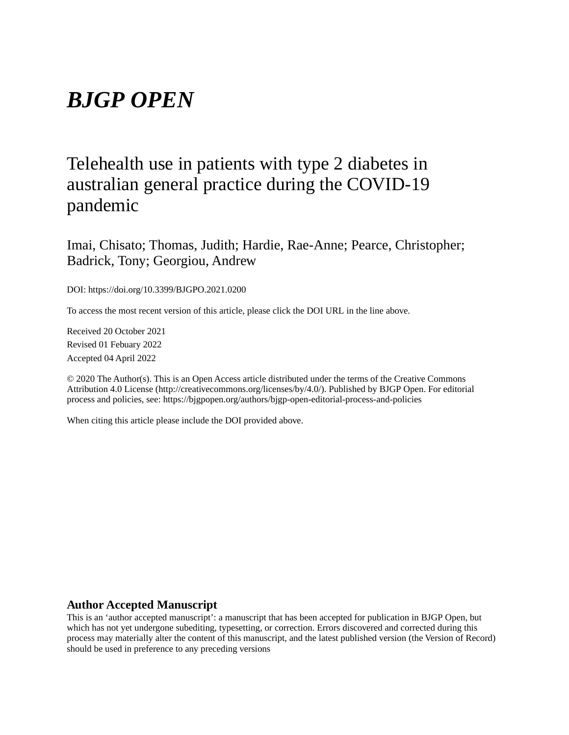# *BJGP OPEN*

## Telehealth use in patients with type 2 diabetes in australian general practice during the COVID-19 pandemic

Imai, Chisato; Thomas, Judith; Hardie, Rae-Anne; Pearce, Christopher; Badrick, Tony; Georgiou, Andrew

DOI: https://doi.org/10.3399/BJGPO.2021.0200

To access the most recent version of this article, please click the DOI URL in the line above.

Received 20 October 2021

Revised 01 Febuary 2022

Accepted 04 April 2022

© 2020 The Author(s). This is an Open Access article distributed under the terms of the Creative Commons Attribution 4.0 License (http://creativecommons.org/licenses/by/4.0/). Published by BJGP Open. For editorial process and policies, see: https://bjgpopen.org/authors/bjgp-open-editorial-process-and-policies

When citing this article please include the DOI provided above.

### Author Accepted Manuscript

This is an 'author accepted manuscript': a manuscript that has been accepted for publication in BJGP Open, but which has not yet undergone subediting, typesetting, or correction. Errors discovered and corrected during this process may materially alter the content of this manuscript, and the latest published version (the Version of Record) should be used in preference to any preceding versions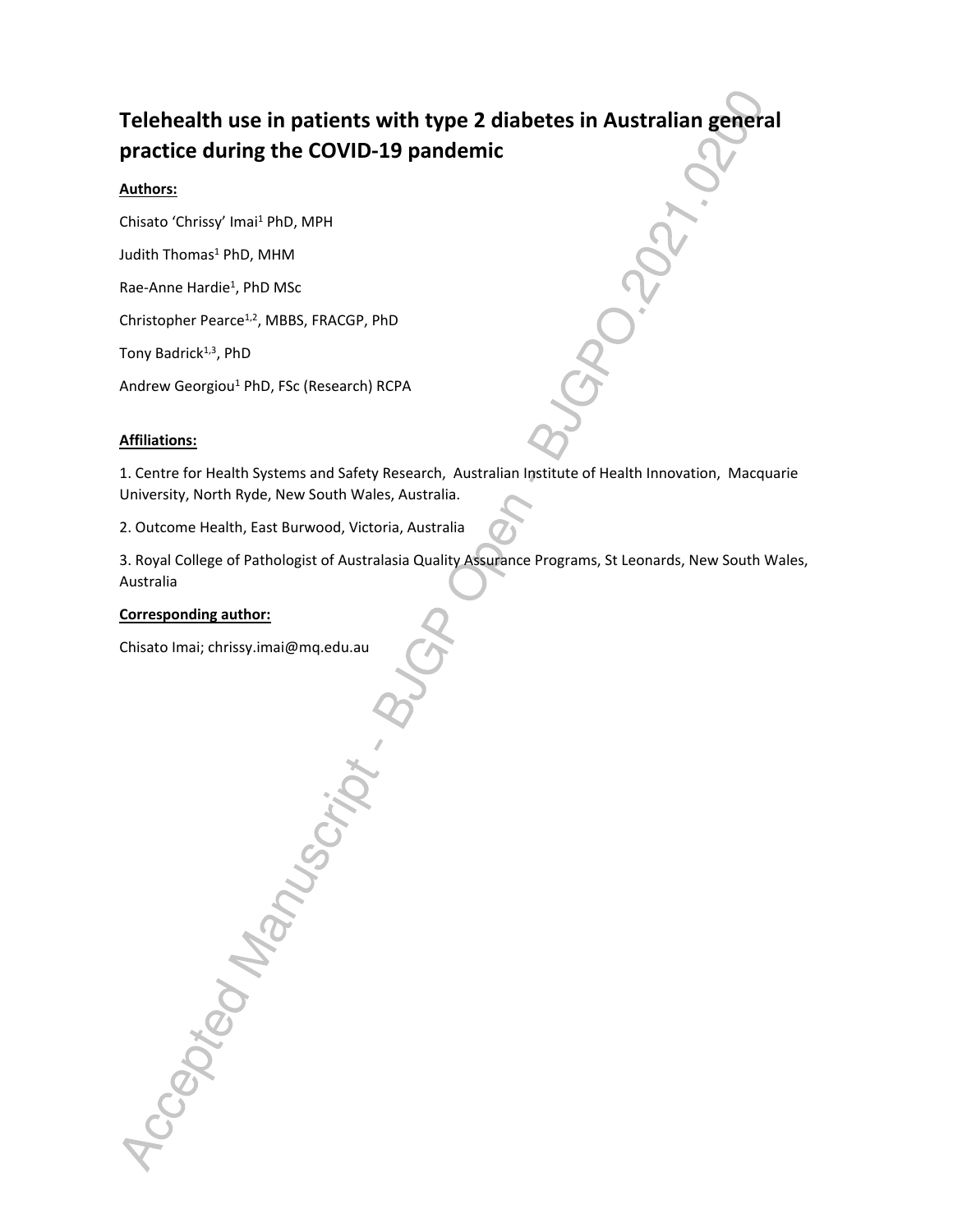# Telehealth use in patients with type 2 diabetes in Australian general practice during the COVID-19 pandemic

**Authors:**

Chisato 'Chrissy' Imai[1] PhD, MPH

Judith Thomas[1] PhD, MHM

Rae-Anne Hardie[1], PhD MSc

Christopher Pearce[1,2], MBBS, FRACGP, PhD

Tony Badrick[1,3], PhD

Andrew Georgiou[1] PhD, FSc (Research) RCPA

**Affiliations:**

1. Centre for Health Systems and Safety Research, Australian Institute of Health Innovation, Macquarie University, North Ryde, New South Wales, Australia.

2. Outcome Health, East Burwood, Victoria, Australia

3. Royal College of Pathologist of Australasia Quality Assurance Programs, St Leonards, New South Wales, Australia

**Corresponding author:**

Chisato Imai; chrissy.imai@mq.edu.au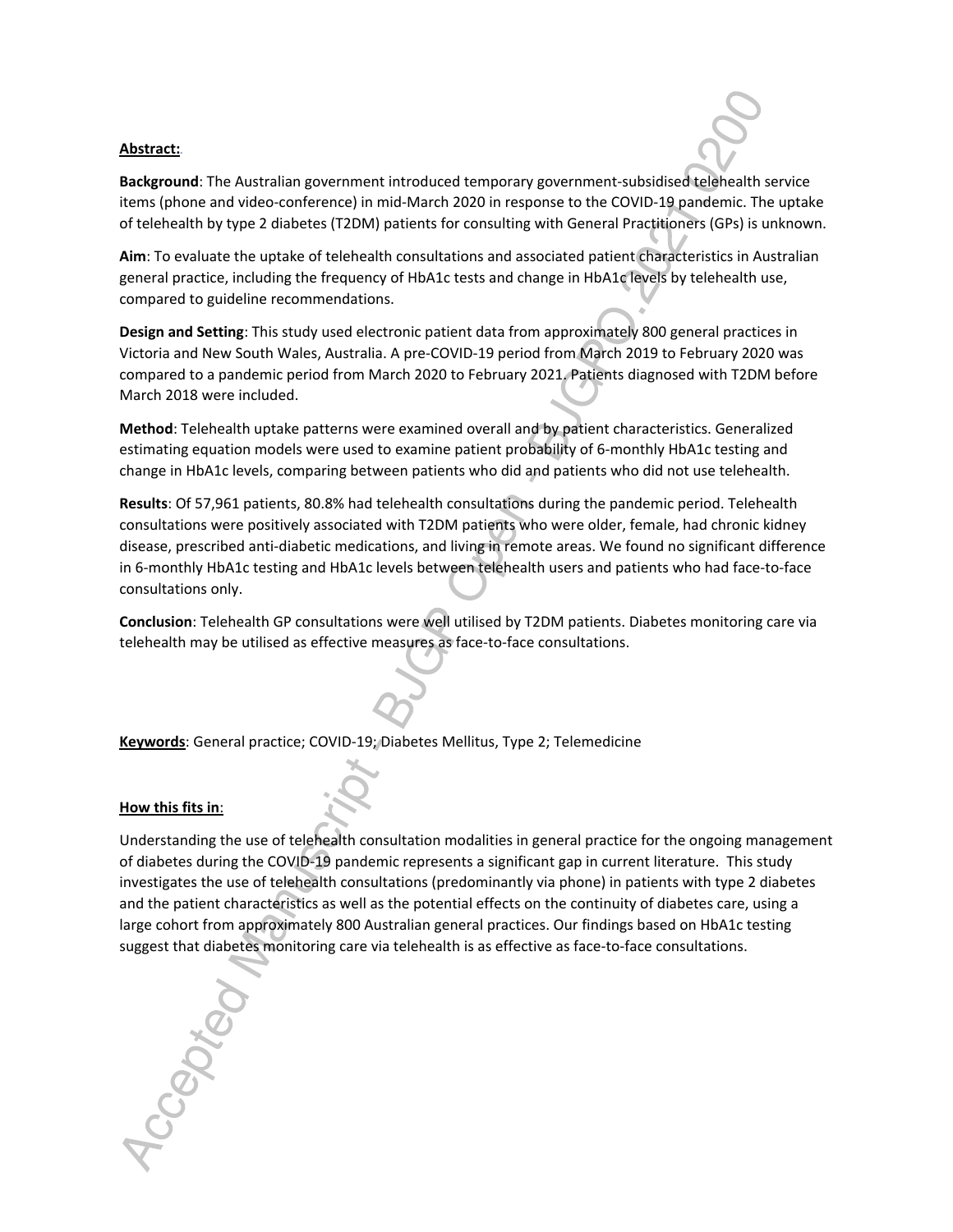**Abstract:**

**Background**: The Australian government introduced temporary government-subsidised telehealth service items (phone and video-conference) in mid-March 2020 in response to the COVID-19 pandemic. The uptake of telehealth by type 2 diabetes (T2DM) patients for consulting with General Practitioners (GPs) is unknown.

**Aim**: To evaluate the uptake of telehealth consultations and associated patient characteristics in Australian general practice, including the frequency of HbA1c tests and change in HbA1c levels by telehealth use, compared to guideline recommendations.

**Design and Setting**: This study used electronic patient data from approximately 800 general practices in Victoria and New South Wales, Australia. A pre-COVID-19 period from March 2019 to February 2020 was compared to a pandemic period from March 2020 to February 2021. Patients diagnosed with T2DM before March 2018 were included.

**Method**: Telehealth uptake patterns were examined overall and by patient characteristics. Generalized estimating equation models were used to examine patient probability of 6-monthly HbA1c testing and change in HbA1c levels, comparing between patients who did and patients who did not use telehealth.

**Results**: Of 57,961 patients, 80.8% had telehealth consultations during the pandemic period. Telehealth consultations were positively associated with T2DM patients who were older, female, had chronic kidney disease, prescribed anti-diabetic medications, and living in remote areas. We found no significant difference in 6-monthly HbA1c testing and HbA1c levels between telehealth users and patients who had face-to-face consultations only.

**Conclusion**: Telehealth GP consultations were well utilised by T2DM patients. Diabetes monitoring care via telehealth may be utilised as effective measures as face-to-face consultations.

**Keywords**: General practice; COVID-19; Diabetes Mellitus, Type 2; Telemedicine

**How this fits in**:

Understanding the use of telehealth consultation modalities in general practice for the ongoing management of diabetes during the COVID-19 pandemic represents a significant gap in current literature. This study investigates the use of telehealth consultations (predominantly via phone) in patients with type 2 diabetes and the patient characteristics as well as the potential effects on the continuity of diabetes care, using a large cohort from approximately 800 Australian general practices. Our findings based on HbA1c testing suggest that diabetes monitoring care via telehealth is as effective as face-to-face consultations.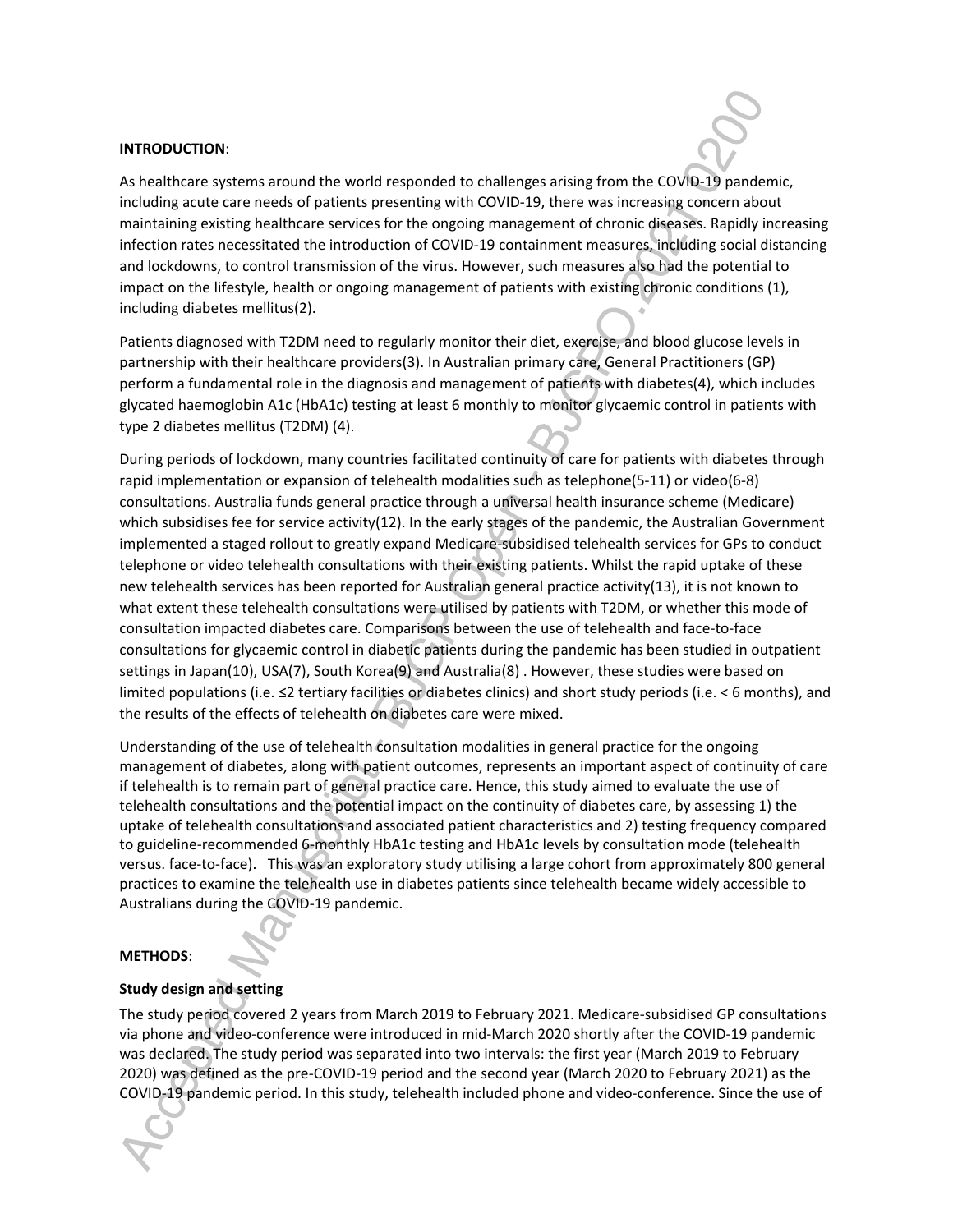**INTRODUCTION**:

As healthcare systems around the world responded to challenges arising from the COVID-19 pandemic, including acute care needs of patients presenting with COVID-19, there was increasing concern about maintaining existing healthcare services for the ongoing management of chronic diseases. Rapidly increasing infection rates necessitated the introduction of COVID-19 containment measures, including social distancing and lockdowns, to control transmission of the virus. However, such measures also had the potential to impact on the lifestyle, health or ongoing management of patients with existing chronic conditions (1), including diabetes mellitus(2).

Patients diagnosed with T2DM need to regularly monitor their diet, exercise, and blood glucose levels in partnership with their healthcare providers(3). In Australian primary care, General Practitioners (GP) perform a fundamental role in the diagnosis and management of patients with diabetes(4), which includes glycated haemoglobin A1c (HbA1c) testing at least 6 monthly to monitor glycaemic control in patients with type 2 diabetes mellitus (T2DM) (4).

During periods of lockdown, many countries facilitated continuity of care for patients with diabetes through rapid implementation or expansion of telehealth modalities such as telephone(5-11) or video(6-8) consultations. Australia funds general practice through a universal health insurance scheme (Medicare) which subsidises fee for service activity(12). In the early stages of the pandemic, the Australian Government implemented a staged rollout to greatly expand Medicare-subsidised telehealth services for GPs to conduct telephone or video telehealth consultations with their existing patients. Whilst the rapid uptake of these new telehealth services has been reported for Australian general practice activity(13), it is not known to what extent these telehealth consultations were utilised by patients with T2DM, or whether this mode of consultation impacted diabetes care. Comparisons between the use of telehealth and face-to-face consultations for glycaemic control in diabetic patients during the pandemic has been studied in outpatient settings in Japan(10), USA(7), South Korea(9) and Australia(8) . However, these studies were based on limited populations (i.e. ≤2 tertiary facilities or diabetes clinics) and short study periods (i.e. < 6 months), and the results of the effects of telehealth on diabetes care were mixed.

Understanding of the use of telehealth consultation modalities in general practice for the ongoing management of diabetes, along with patient outcomes, represents an important aspect of continuity of care if telehealth is to remain part of general practice care. Hence, this study aimed to evaluate the use of telehealth consultations and the potential impact on the continuity of diabetes care, by assessing 1) the uptake of telehealth consultations and associated patient characteristics and 2) testing frequency compared to guideline-recommended 6-monthly HbA1c testing and HbA1c levels by consultation mode (telehealth versus. face-to-face). This was an exploratory study utilising a large cohort from approximately 800 general practices to examine the telehealth use in diabetes patients since telehealth became widely accessible to Australians during the COVID-19 pandemic.

**METHODS**:

**Study design and setting**

The study period covered 2 years from March 2019 to February 2021. Medicare-subsidised GP consultations via phone and video-conference were introduced in mid-March 2020 shortly after the COVID-19 pandemic was declared. The study period was separated into two intervals: the first year (March 2019 to February 2020) was defined as the pre-COVID-19 period and the second year (March 2020 to February 2021) as the COVID-19 pandemic period. In this study, telehealth included phone and video-conference. Since the use of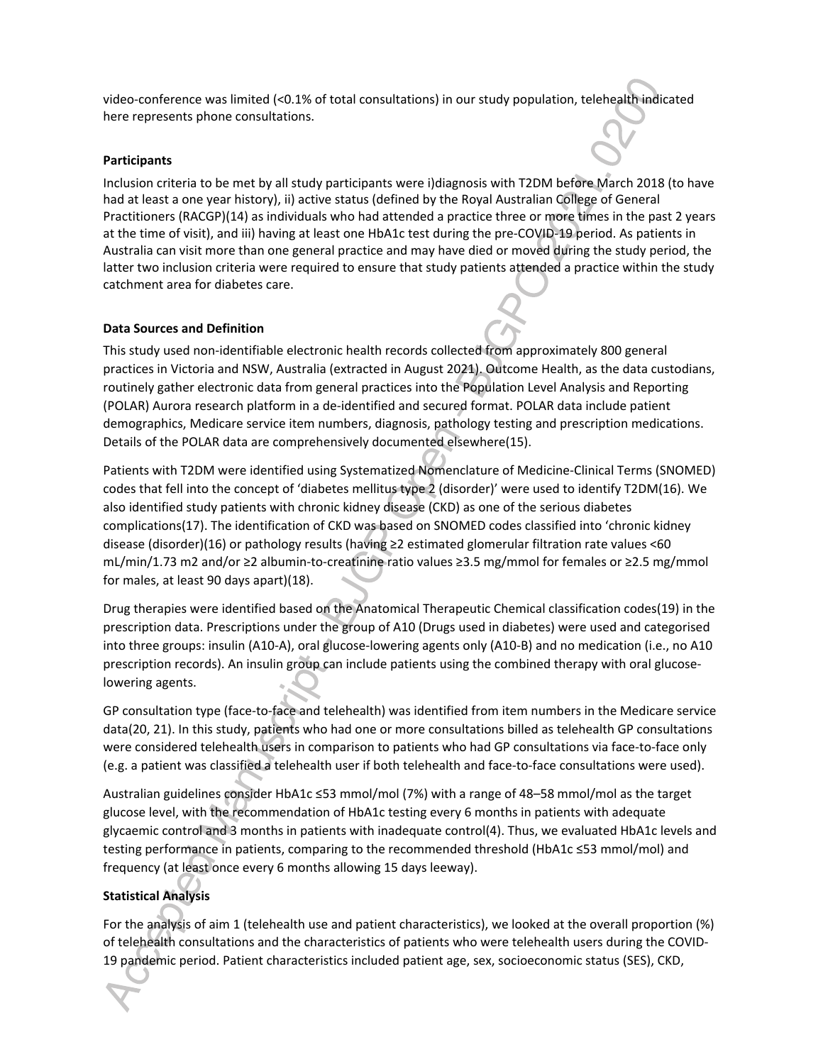video-conference was limited (<0.1% of total consultations) in our study population, telehealth indicated here represents phone consultations.

**Participants**

Inclusion criteria to be met by all study participants were i)diagnosis with T2DM before March 2018 (to have had at least a one year history), ii) active status (defined by the Royal Australian College of General Practitioners (RACGP)(14) as individuals who had attended a practice three or more times in the past 2 years at the time of visit), and iii) having at least one HbA1c test during the pre-COVID-19 period. As patients in Australia can visit more than one general practice and may have died or moved during the study period, the latter two inclusion criteria were required to ensure that study patients attended a practice within the study catchment area for diabetes care.

**Data Sources and Definition**

This study used non-identifiable electronic health records collected from approximately 800 general practices in Victoria and NSW, Australia (extracted in August 2021). Outcome Health, as the data custodians, routinely gather electronic data from general practices into the Population Level Analysis and Reporting (POLAR) Aurora research platform in a de-identified and secured format. POLAR data include patient demographics, Medicare service item numbers, diagnosis, pathology testing and prescription medications. Details of the POLAR data are comprehensively documented elsewhere(15).

Patients with T2DM were identified using Systematized Nomenclature of Medicine-Clinical Terms (SNOMED) codes that fell into the concept of 'diabetes mellitus type 2 (disorder)' were used to identify T2DM(16). We also identified study patients with chronic kidney disease (CKD) as one of the serious diabetes complications(17). The identification of CKD was based on SNOMED codes classified into 'chronic kidney disease (disorder)(16) or pathology results (having ≥2 estimated glomerular filtration rate values <60 mL/min/1.73 m2 and/or ≥2 albumin-to-creatinine ratio values ≥3.5 mg/mmol for females or ≥2.5 mg/mmol for males, at least 90 days apart)(18).

Drug therapies were identified based on the Anatomical Therapeutic Chemical classification codes(19) in the prescription data. Prescriptions under the group of A10 (Drugs used in diabetes) were used and categorised into three groups: insulin (A10-A), oral glucose-lowering agents only (A10-B) and no medication (i.e., no A10 prescription records). An insulin group can include patients using the combined therapy with oral glucose-lowering agents.

GP consultation type (face-to-face and telehealth) was identified from item numbers in the Medicare service data(20, 21). In this study, patients who had one or more consultations billed as telehealth GP consultations were considered telehealth users in comparison to patients who had GP consultations via face-to-face only (e.g. a patient was classified a telehealth user if both telehealth and face-to-face consultations were used).

Australian guidelines consider HbA1c ≤53 mmol/mol (7%) with a range of 48–58 mmol/mol as the target glucose level, with the recommendation of HbA1c testing every 6 months in patients with adequate glycaemic control and 3 months in patients with inadequate control(4). Thus, we evaluated HbA1c levels and testing performance in patients, comparing to the recommended threshold (HbA1c ≤53 mmol/mol) and frequency (at least once every 6 months allowing 15 days leeway).

**Statistical Analysis**

For the analysis of aim 1 (telehealth use and patient characteristics), we looked at the overall proportion (%) of telehealth consultations and the characteristics of patients who were telehealth users during the COVID-19 pandemic period. Patient characteristics included patient age, sex, socioeconomic status (SES), CKD,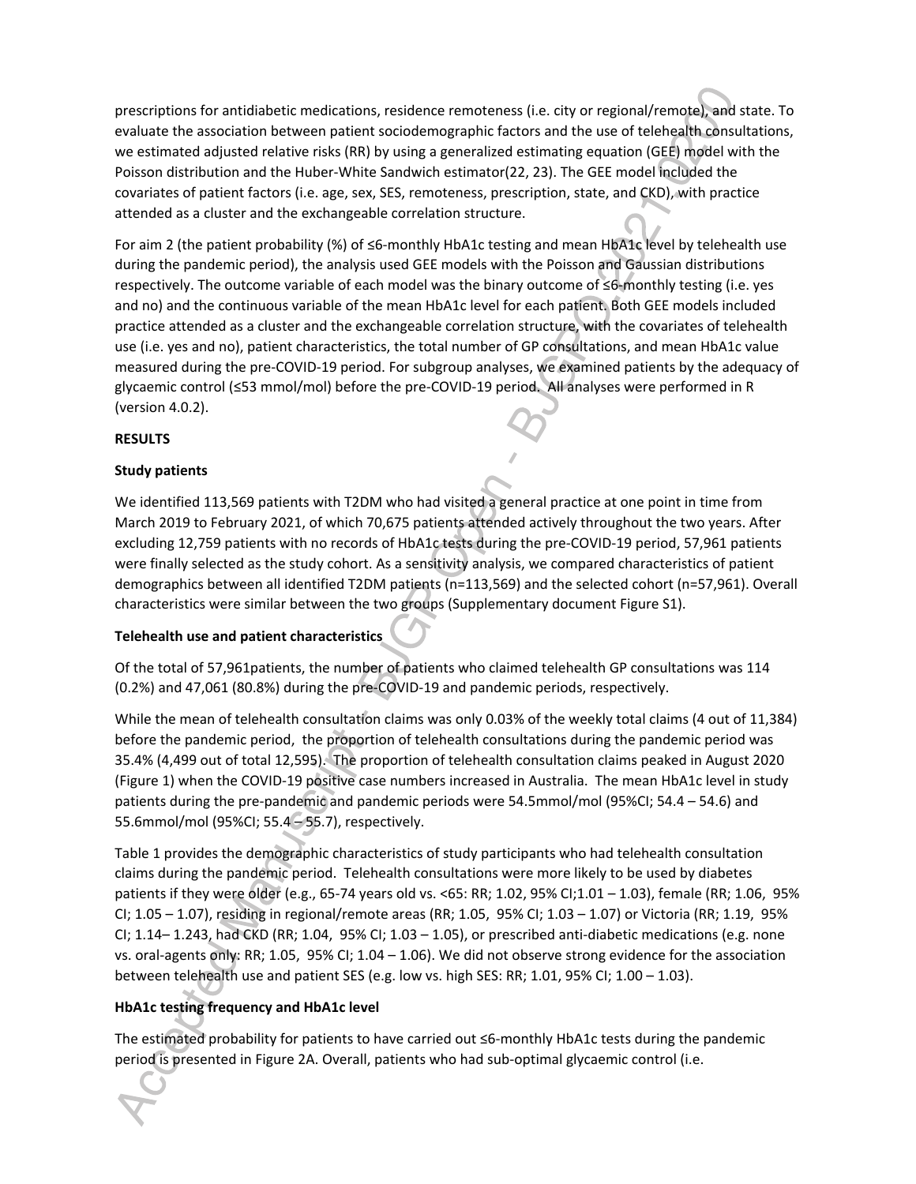prescriptions for antidiabetic medications, residence remoteness (i.e. city or regional/remote), and state. To evaluate the association between patient sociodemographic factors and the use of telehealth consultations, we estimated adjusted relative risks (RR) by using a generalized estimating equation (GEE) model with the Poisson distribution and the Huber-White Sandwich estimator(22, 23). The GEE model included the covariates of patient factors (i.e. age, sex, SES, remoteness, prescription, state, and CKD), with practice attended as a cluster and the exchangeable correlation structure.

For aim 2 (the patient probability (%) of ≤6-monthly HbA1c testing and mean HbA1c level by telehealth use during the pandemic period), the analysis used GEE models with the Poisson and Gaussian distributions respectively. The outcome variable of each model was the binary outcome of ≤6-monthly testing (i.e. yes and no) and the continuous variable of the mean HbA1c level for each patient. Both GEE models included practice attended as a cluster and the exchangeable correlation structure, with the covariates of telehealth use (i.e. yes and no), patient characteristics, the total number of GP consultations, and mean HbA1c value measured during the pre-COVID-19 period. For subgroup analyses, we examined patients by the adequacy of glycaemic control (≤53 mmol/mol) before the pre-COVID-19 period. All analyses were performed in R (version 4.0.2).

**RESULTS**

**Study patients**

We identified 113,569 patients with T2DM who had visited a general practice at one point in time from March 2019 to February 2021, of which 70,675 patients attended actively throughout the two years. After excluding 12,759 patients with no records of HbA1c tests during the pre-COVID-19 period, 57,961 patients were finally selected as the study cohort. As a sensitivity analysis, we compared characteristics of patient demographics between all identified T2DM patients (n=113,569) and the selected cohort (n=57,961). Overall characteristics were similar between the two groups (Supplementary document Figure S1).

**Telehealth use and patient characteristics**

Of the total of 57,961patients, the number of patients who claimed telehealth GP consultations was 114 (0.2%) and 47,061 (80.8%) during the pre-COVID-19 and pandemic periods, respectively.

While the mean of telehealth consultation claims was only 0.03% of the weekly total claims (4 out of 11,384) before the pandemic period, the proportion of telehealth consultations during the pandemic period was 35.4% (4,499 out of total 12,595). The proportion of telehealth consultation claims peaked in August 2020 (Figure 1) when the COVID-19 positive case numbers increased in Australia. The mean HbA1c level in study patients during the pre-pandemic and pandemic periods were 54.5mmol/mol (95%CI; 54.4 – 54.6) and 55.6mmol/mol (95%CI; 55.4 – 55.7), respectively.

Table 1 provides the demographic characteristics of study participants who had telehealth consultation claims during the pandemic period. Telehealth consultations were more likely to be used by diabetes patients if they were older (e.g., 65-74 years old vs. <65: RR; 1.02, 95% CI;1.01 – 1.03), female (RR; 1.06, 95% CI; 1.05 – 1.07), residing in regional/remote areas (RR; 1.05, 95% CI; 1.03 – 1.07) or Victoria (RR; 1.19, 95% CI; 1.14– 1.243, had CKD (RR; 1.04, 95% CI; 1.03 – 1.05), or prescribed anti-diabetic medications (e.g. none vs. oral-agents only: RR; 1.05, 95% CI; 1.04 – 1.06). We did not observe strong evidence for the association between telehealth use and patient SES (e.g. low vs. high SES: RR; 1.01, 95% CI; 1.00 – 1.03).

**HbA1c testing frequency and HbA1c level**

The estimated probability for patients to have carried out ≤6-monthly HbA1c tests during the pandemic period is presented in Figure 2A. Overall, patients who had sub-optimal glycaemic control (i.e.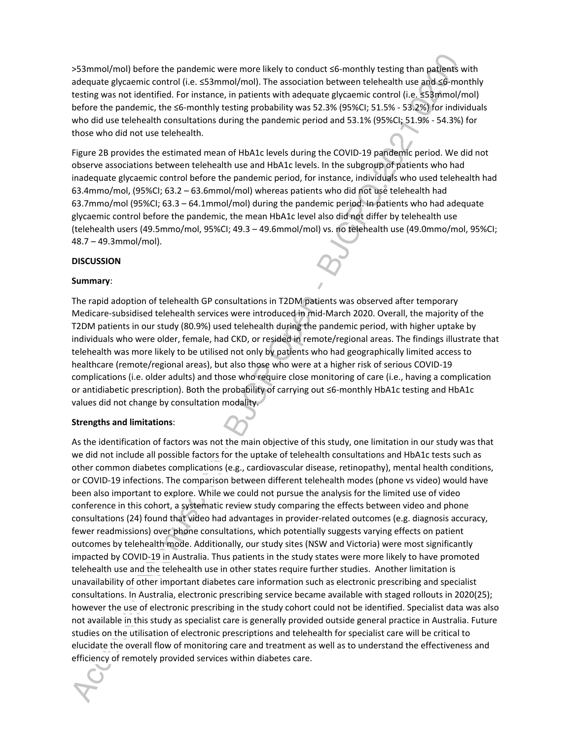>53mmol/mol) before the pandemic were more likely to conduct ≤6-monthly testing than patients with adequate glycaemic control (i.e. ≤53mmol/mol). The association between telehealth use and ≤6-monthly testing was not identified. For instance, in patients with adequate glycaemic control (i.e. ≤53mmol/mol) before the pandemic, the ≤6-monthly testing probability was 52.3% (95%CI; 51.5% - 53.2%) for individuals who did use telehealth consultations during the pandemic period and 53.1% (95%CI; 51.9% - 54.3%) for those who did not use telehealth.

Figure 2B provides the estimated mean of HbA1c levels during the COVID-19 pandemic period. We did not observe associations between telehealth use and HbA1c levels. In the subgroup of patients who had inadequate glycaemic control before the pandemic period, for instance, individuals who used telehealth had 63.4mmo/mol, (95%CI; 63.2 – 63.6mmol/mol) whereas patients who did not use telehealth had 63.7mmo/mol (95%CI; 63.3 – 64.1mmol/mol) during the pandemic period. In patients who had adequate glycaemic control before the pandemic, the mean HbA1c level also did not differ by telehealth use (telehealth users (49.5mmo/mol, 95%CI; 49.3 – 49.6mmol/mol) vs. no telehealth use (49.0mmo/mol, 95%CI; 48.7 – 49.3mmol/mol).

**DISCUSSION**

**Summary**:

The rapid adoption of telehealth GP consultations in T2DM patients was observed after temporary Medicare-subsidised telehealth services were introduced in mid-March 2020. Overall, the majority of the T2DM patients in our study (80.9%) used telehealth during the pandemic period, with higher uptake by individuals who were older, female, had CKD, or resided in remote/regional areas. The findings illustrate that telehealth was more likely to be utilised not only by patients who had geographically limited access to healthcare (remote/regional areas), but also those who were at a higher risk of serious COVID-19 complications (i.e. older adults) and those who require close monitoring of care (i.e., having a complication or antidiabetic prescription). Both the probability of carrying out ≤6-monthly HbA1c testing and HbA1c values did not change by consultation modality.

**Strengths and limitations**:

As the identification of factors was not the main objective of this study, one limitation in our study was that we did not include all possible factors for the uptake of telehealth consultations and HbA1c tests such as other common diabetes complications (e.g., cardiovascular disease, retinopathy), mental health conditions, or COVID-19 infections. The comparison between different telehealth modes (phone vs video) would have been also important to explore. While we could not pursue the analysis for the limited use of video conference in this cohort, a systematic review study comparing the effects between video and phone consultations (24) found that video had advantages in provider-related outcomes (e.g. diagnosis accuracy, fewer readmissions) over phone consultations, which potentially suggests varying effects on patient outcomes by telehealth mode. Additionally, our study sites (NSW and Victoria) were most significantly impacted by COVID-19 in Australia. Thus patients in the study states were more likely to have promoted telehealth use and the telehealth use in other states require further studies. Another limitation is unavailability of other important diabetes care information such as electronic prescribing and specialist consultations. In Australia, electronic prescribing service became available with staged rollouts in 2020(25); however the use of electronic prescribing in the study cohort could not be identified. Specialist data was also not available in this study as specialist care is generally provided outside general practice in Australia. Future studies on the utilisation of electronic prescriptions and telehealth for specialist care will be critical to elucidate the overall flow of monitoring care and treatment as well as to understand the effectiveness and efficiency of remotely provided services within diabetes care.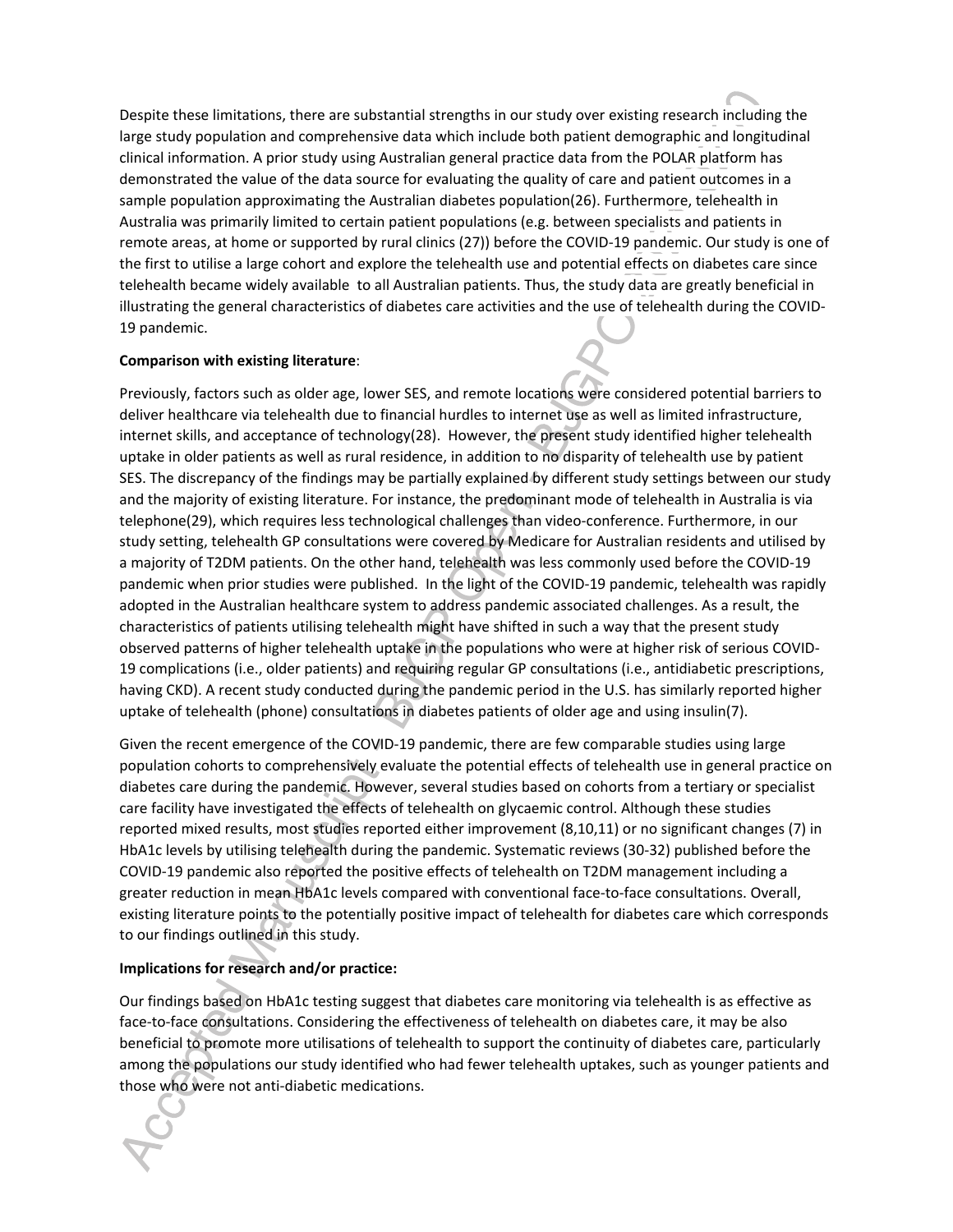Despite these limitations, there are substantial strengths in our study over existing research including the large study population and comprehensive data which include both patient demographic and longitudinal clinical information. A prior study using Australian general practice data from the POLAR platform has demonstrated the value of the data source for evaluating the quality of care and patient outcomes in a sample population approximating the Australian diabetes population(26). Furthermore, telehealth in Australia was primarily limited to certain patient populations (e.g. between specialists and patients in remote areas, at home or supported by rural clinics (27)) before the COVID-19 pandemic. Our study is one of the first to utilise a large cohort and explore the telehealth use and potential effects on diabetes care since telehealth became widely available to all Australian patients. Thus, the study data are greatly beneficial in illustrating the general characteristics of diabetes care activities and the use of telehealth during the COVID-19 pandemic.

**Comparison with existing literature**:

Previously, factors such as older age, lower SES, and remote locations were considered potential barriers to deliver healthcare via telehealth due to financial hurdles to internet use as well as limited infrastructure, internet skills, and acceptance of technology(28). However, the present study identified higher telehealth uptake in older patients as well as rural residence, in addition to no disparity of telehealth use by patient SES. The discrepancy of the findings may be partially explained by different study settings between our study and the majority of existing literature. For instance, the predominant mode of telehealth in Australia is via telephone(29), which requires less technological challenges than video-conference. Furthermore, in our study setting, telehealth GP consultations were covered by Medicare for Australian residents and utilised by a majority of T2DM patients. On the other hand, telehealth was less commonly used before the COVID-19 pandemic when prior studies were published. In the light of the COVID-19 pandemic, telehealth was rapidly adopted in the Australian healthcare system to address pandemic associated challenges. As a result, the characteristics of patients utilising telehealth might have shifted in such a way that the present study observed patterns of higher telehealth uptake in the populations who were at higher risk of serious COVID-19 complications (i.e., older patients) and requiring regular GP consultations (i.e., antidiabetic prescriptions, having CKD). A recent study conducted during the pandemic period in the U.S. has similarly reported higher uptake of telehealth (phone) consultations in diabetes patients of older age and using insulin(7).

Given the recent emergence of the COVID-19 pandemic, there are few comparable studies using large population cohorts to comprehensively evaluate the potential effects of telehealth use in general practice on diabetes care during the pandemic. However, several studies based on cohorts from a tertiary or specialist care facility have investigated the effects of telehealth on glycaemic control. Although these studies reported mixed results, most studies reported either improvement (8,10,11) or no significant changes (7) in HbA1c levels by utilising telehealth during the pandemic. Systematic reviews (30-32) published before the COVID-19 pandemic also reported the positive effects of telehealth on T2DM management including a greater reduction in mean HbA1c levels compared with conventional face-to-face consultations. Overall, existing literature points to the potentially positive impact of telehealth for diabetes care which corresponds to our findings outlined in this study.

**Implications for research and/or practice:**

Our findings based on HbA1c testing suggest that diabetes care monitoring via telehealth is as effective as face-to-face consultations. Considering the effectiveness of telehealth on diabetes care, it may be also beneficial to promote more utilisations of telehealth to support the continuity of diabetes care, particularly among the populations our study identified who had fewer telehealth uptakes, such as younger patients and those who were not anti-diabetic medications.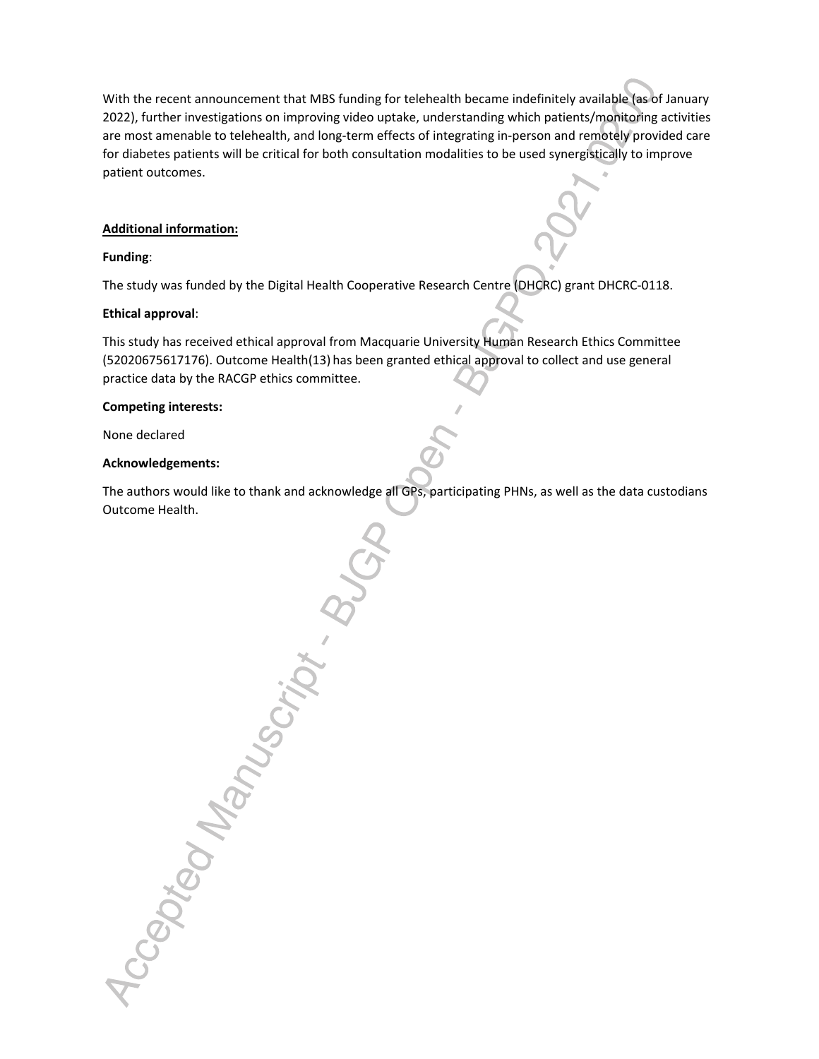With the recent announcement that MBS funding for telehealth became indefinitely available (as of January 2022), further investigations on improving video uptake, understanding which patients/monitoring activities are most amenable to telehealth, and long-term effects of integrating in-person and remotely provided care for diabetes patients will be critical for both consultation modalities to be used synergistically to improve patient outcomes.

**Additional information:**

**Funding**:

The study was funded by the Digital Health Cooperative Research Centre (DHCRC) grant DHCRC-0118.

**Ethical approval**:

This study has received ethical approval from Macquarie University Human Research Ethics Committee (52020675617176). Outcome Health(13) has been granted ethical approval to collect and use general practice data by the RACGP ethics committee.

**Competing interests:**

None declared

**Acknowledgements:**

The authors would like to thank and acknowledge all GPs, participating PHNs, as well as the data custodians Outcome Health.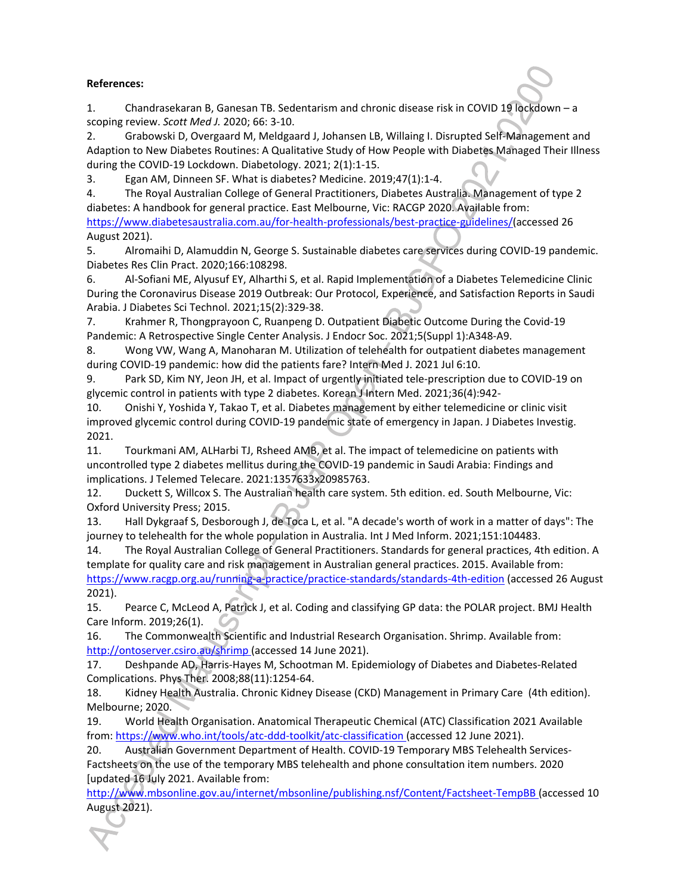**References:**

1. Chandrasekaran B, Ganesan TB. Sedentarism and chronic disease risk in COVID 19 lockdown – a scoping review. *Scott Med J.* 2020; 66: 3-10.
2. Grabowski D, Overgaard M, Meldgaard J, Johansen LB, Willaing I. Disrupted Self-Management and Adaption to New Diabetes Routines: A Qualitative Study of How People with Diabetes Managed Their Illness during the COVID-19 Lockdown. Diabetology. 2021; 2(1):1-15.
3. Egan AM, Dinneen SF. What is diabetes? Medicine. 2019;47(1):1-4.
4. The Royal Australian College of General Practitioners, Diabetes Australia. Management of type 2 diabetes: A handbook for general practice. East Melbourne, Vic: RACGP 2020. Available from: https://www.diabetesaustralia.com.au/for-health-professionals/best-practice-guidelines/(accessed 26 August 2021).
5. Alromaihi D, Alamuddin N, George S. Sustainable diabetes care services during COVID-19 pandemic. Diabetes Res Clin Pract. 2020;166:108298.
6. Al-Sofiani ME, Alyusuf EY, Alharthi S, et al. Rapid Implementation of a Diabetes Telemedicine Clinic During the Coronavirus Disease 2019 Outbreak: Our Protocol, Experience, and Satisfaction Reports in Saudi Arabia. J Diabetes Sci Technol. 2021;15(2):329-38.
7. Krahmer R, Thongprayoon C, Ruanpeng D. Outpatient Diabetic Outcome During the Covid-19 Pandemic: A Retrospective Single Center Analysis. J Endocr Soc. 2021;5(Suppl 1):A348-A9.
8. Wong VW, Wang A, Manoharan M. Utilization of telehealth for outpatient diabetes management during COVID-19 pandemic: how did the patients fare? Intern Med J. 2021 Jul 6:10.
9. Park SD, Kim NY, Jeon JH, et al. Impact of urgently initiated tele-prescription due to COVID-19 on glycemic control in patients with type 2 diabetes. Korean J Intern Med. 2021;36(4):942-
10. Onishi Y, Yoshida Y, Takao T, et al. Diabetes management by either telemedicine or clinic visit improved glycemic control during COVID-19 pandemic state of emergency in Japan. J Diabetes Investig. 2021.
11. Tourkmani AM, ALHarbi TJ, Rsheed AMB, et al. The impact of telemedicine on patients with uncontrolled type 2 diabetes mellitus during the COVID-19 pandemic in Saudi Arabia: Findings and implications. J Telemed Telecare. 2021:1357633x20985763.
12. Duckett S, Willcox S. The Australian health care system. 5th edition. ed. South Melbourne, Vic: Oxford University Press; 2015.
13. Hall Dykgraaf S, Desborough J, de Toca L, et al. "A decade's worth of work in a matter of days": The journey to telehealth for the whole population in Australia. Int J Med Inform. 2021;151:104483.
14. The Royal Australian College of General Practitioners. Standards for general practices, 4th edition. A template for quality care and risk management in Australian general practices. 2015. Available from: https://www.racgp.org.au/running-a-practice/practice-standards/standards-4th-edition (accessed 26 August 2021).
15. Pearce C, McLeod A, Patrick J, et al. Coding and classifying GP data: the POLAR project. BMJ Health Care Inform. 2019;26(1).
16. The Commonwealth Scientific and Industrial Research Organisation. Shrimp. Available from: http://ontoserver.csiro.au/shrimp (accessed 14 June 2021).
17. Deshpande AD, Harris-Hayes M, Schootman M. Epidemiology of Diabetes and Diabetes-Related Complications. Phys Ther. 2008;88(11):1254-64.
18. Kidney Health Australia. Chronic Kidney Disease (CKD) Management in Primary Care (4th edition). Melbourne; 2020.
19. World Health Organisation. Anatomical Therapeutic Chemical (ATC) Classification 2021 Available from: https://www.who.int/tools/atc-ddd-toolkit/atc-classification (accessed 12 June 2021).
20. Australian Government Department of Health. COVID-19 Temporary MBS Telehealth Services-Factsheets on the use of the temporary MBS telehealth and phone consultation item numbers. 2020 [updated 16 July 2021. Available from: http://www.mbsonline.gov.au/internet/mbsonline/publishing.nsf/Content/Factsheet-TempBB (accessed 10 August 2021).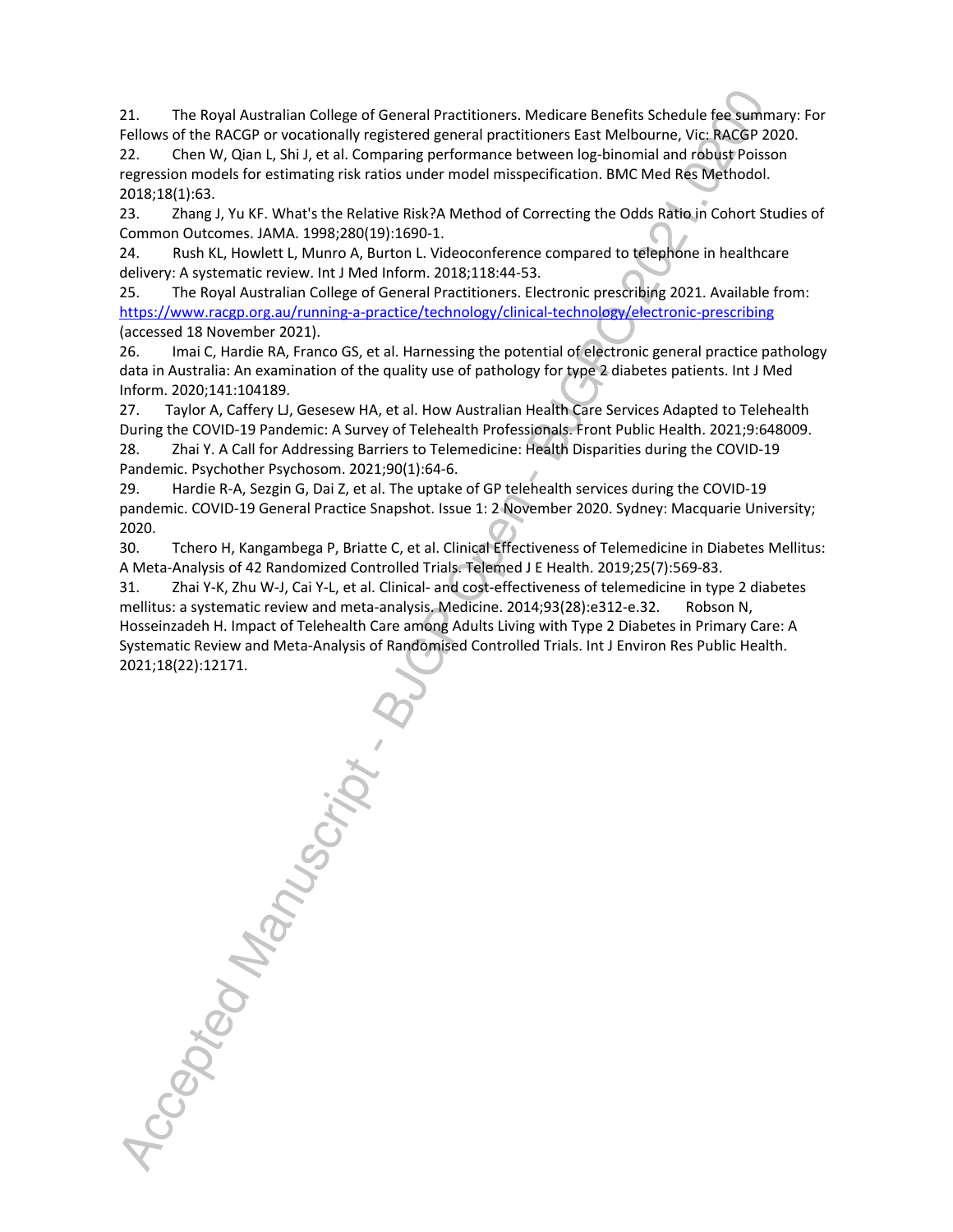21. The Royal Australian College of General Practitioners. Medicare Benefits Schedule fee summary: For Fellows of the RACGP or vocationally registered general practitioners East Melbourne, Vic: RACGP 2020.

22. Chen W, Qian L, Shi J, et al. Comparing performance between log-binomial and robust Poisson regression models for estimating risk ratios under model misspecification. BMC Med Res Methodol. 2018;18(1):63.

23. Zhang J, Yu KF. What's the Relative Risk?A Method of Correcting the Odds Ratio in Cohort Studies of Common Outcomes. JAMA. 1998;280(19):1690-1.

24. Rush KL, Howlett L, Munro A, Burton L. Videoconference compared to telephone in healthcare delivery: A systematic review. Int J Med Inform. 2018;118:44-53.

25. The Royal Australian College of General Practitioners. Electronic prescribing 2021. Available from: https://www.racgp.org.au/running-a-practice/technology/clinical-technology/electronic-prescribing (accessed 18 November 2021).

26. Imai C, Hardie RA, Franco GS, et al. Harnessing the potential of electronic general practice pathology data in Australia: An examination of the quality use of pathology for type 2 diabetes patients. Int J Med Inform. 2020;141:104189.

27. Taylor A, Caffery LJ, Gesesew HA, et al. How Australian Health Care Services Adapted to Telehealth During the COVID-19 Pandemic: A Survey of Telehealth Professionals. Front Public Health. 2021;9:648009.

28. Zhai Y. A Call for Addressing Barriers to Telemedicine: Health Disparities during the COVID-19 Pandemic. Psychother Psychosom. 2021;90(1):64-6.

29. Hardie R-A, Sezgin G, Dai Z, et al. The uptake of GP telehealth services during the COVID-19 pandemic. COVID-19 General Practice Snapshot. Issue 1: 2 November 2020. Sydney: Macquarie University; 2020.

30. Tchero H, Kangambega P, Briatte C, et al. Clinical Effectiveness of Telemedicine in Diabetes Mellitus: A Meta-Analysis of 42 Randomized Controlled Trials. Telemed J E Health. 2019;25(7):569-83.

31. Zhai Y-K, Zhu W-J, Cai Y-L, et al. Clinical- and cost-effectiveness of telemedicine in type 2 diabetes mellitus: a systematic review and meta-analysis. Medicine. 2014;93(28):e312-e.32. Robson N, Hosseinzadeh H. Impact of Telehealth Care among Adults Living with Type 2 Diabetes in Primary Care: A Systematic Review and Meta-Analysis of Randomised Controlled Trials. Int J Environ Res Public Health. 2021;18(22):12171.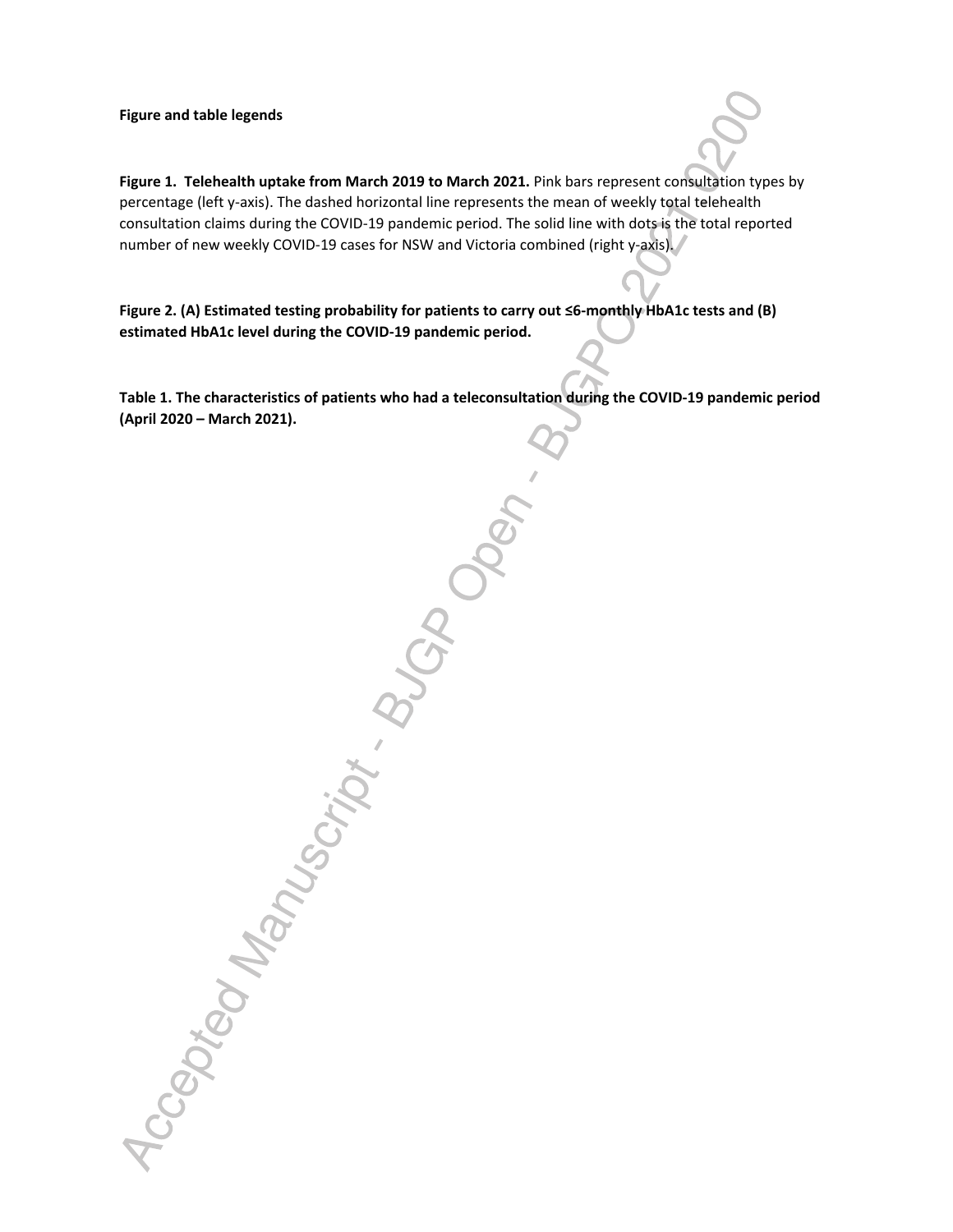**Figure and table legends**

**Figure 1. Telehealth uptake from March 2019 to March 2021.** Pink bars represent consultation types by percentage (left y-axis). The dashed horizontal line represents the mean of weekly total telehealth consultation claims during the COVID-19 pandemic period. The solid line with dots is the total reported number of new weekly COVID-19 cases for NSW and Victoria combined (right y-axis).

**Figure 2. (A) Estimated testing probability for patients to carry out ≤6-monthly HbA1c tests and (B) estimated HbA1c level during the COVID-19 pandemic period.**

**Table 1. The characteristics of patients who had a teleconsultation during the COVID-19 pandemic period (April 2020 – March 2021).**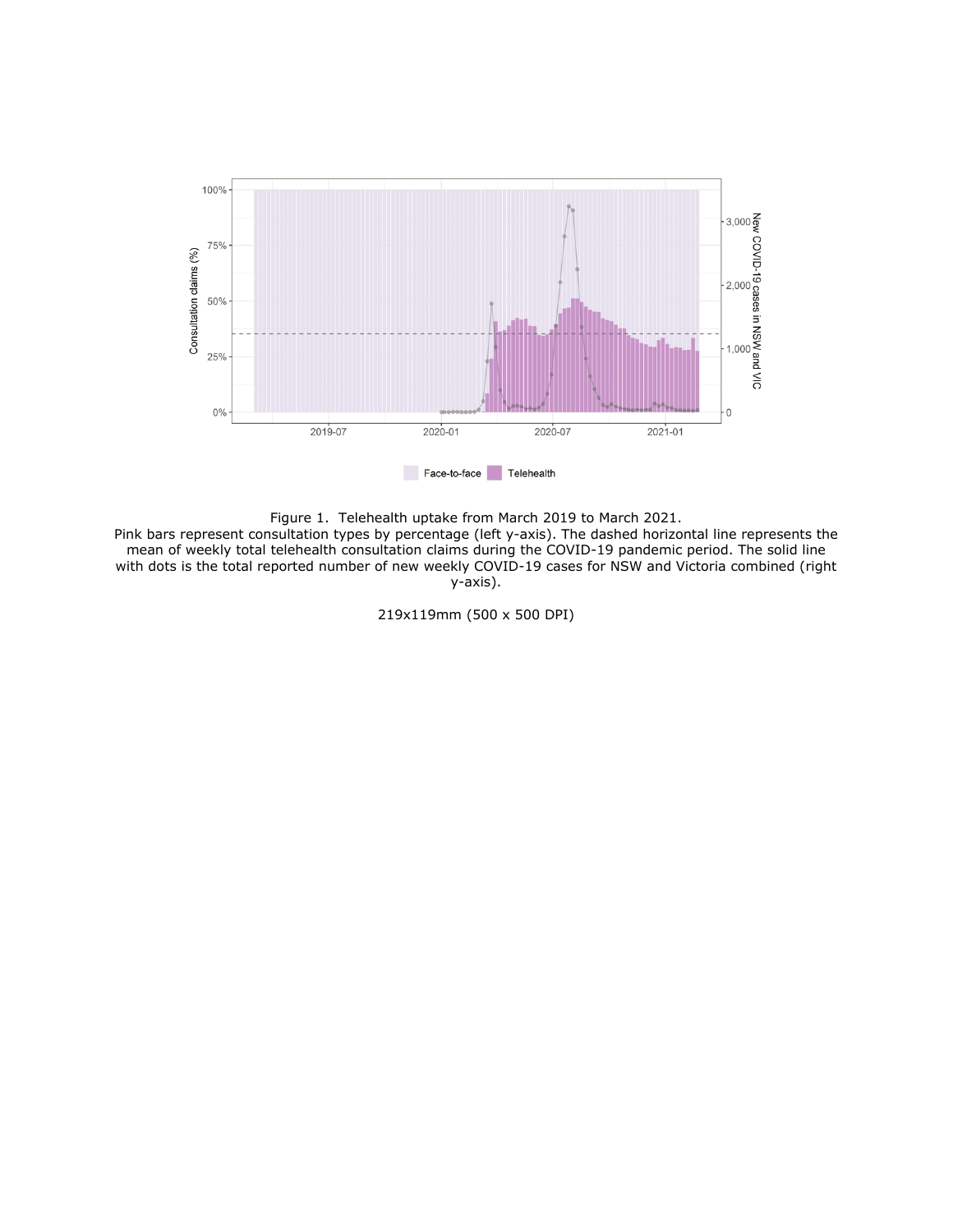100%
75%
50%
25%
0%
Consultation claims (%)
2019-07
2020-01
2020-07
2021-01
3,000
2,000
1,000
0
New COVID-19 cases in NSW and VIC
Face-to-face
Telehealth

Figure 1. Telehealth uptake from March 2019 to March 2021.
Pink bars represent consultation types by percentage (left y-axis). The dashed horizontal line represents the mean of weekly total telehealth consultation claims during the COVID-19 pandemic period. The solid line with dots is the total reported number of new weekly COVID-19 cases for NSW and Victoria combined (right y-axis).

219x119mm (500 x 500 DPI)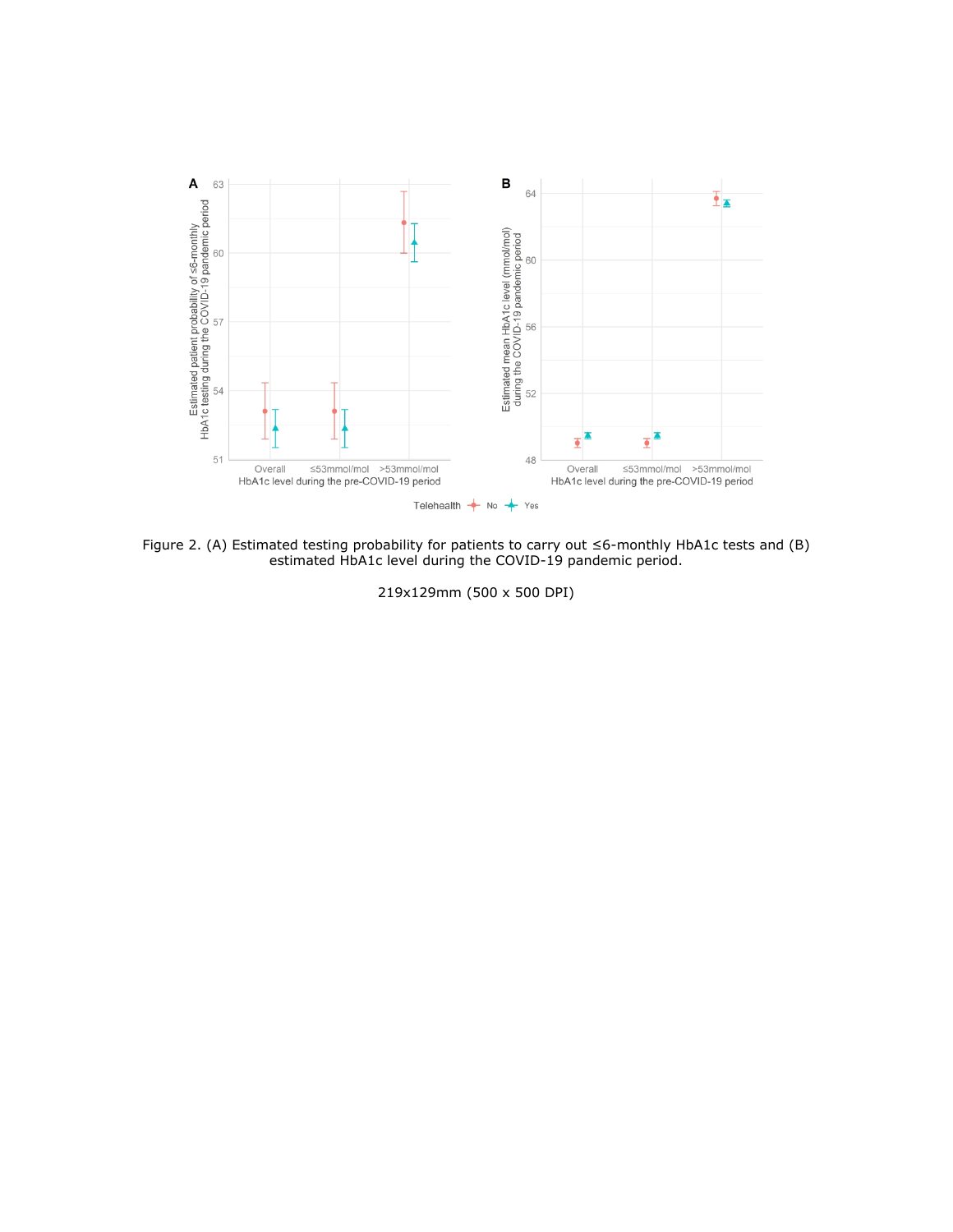A

Estimated patient probability of ≤6-monthly HbA1c testing during the COVID-19 pandemic period

63

60

57

54

51

Overall

≤53mmol/mol

>53mmol/mol

HbA1c level during the pre-COVID-19 period

B

Estimated mean HbA1c level (mmol/mol) during the COVID-19 pandemic period

64

60

56

52

48

Overall

≤53mmol/mol

>53mmol/mol

HbA1c level during the pre-COVID-19 period

Telehealth No Yes

Figure 2. (A) Estimated testing probability for patients to carry out ≤6-monthly HbA1c tests and (B) estimated HbA1c level during the COVID-19 pandemic period.

219x129mm (500 x 500 DPI)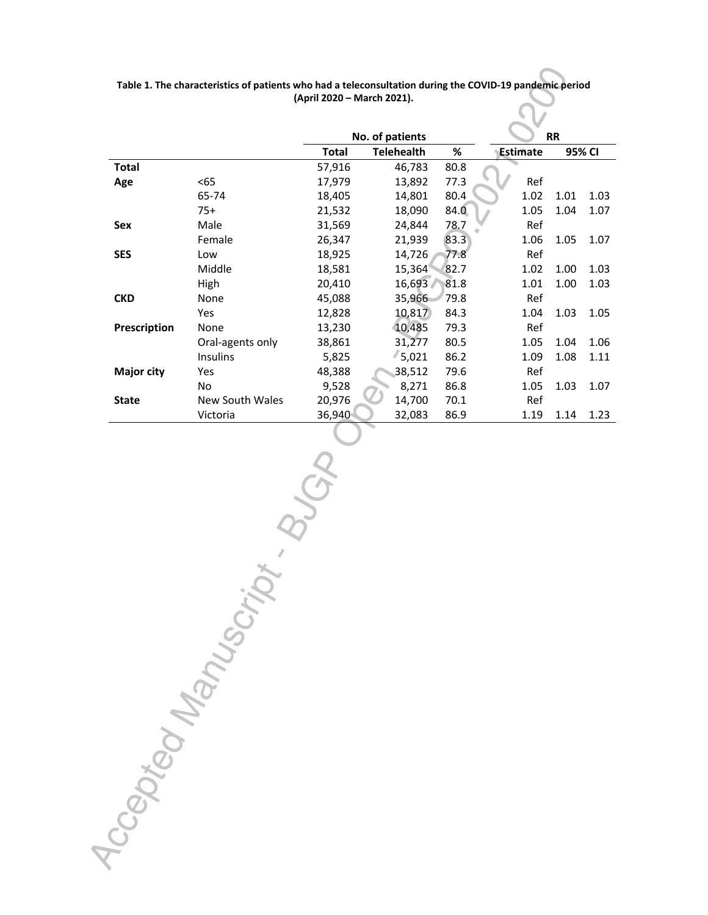**Table 1. The characteristics of patients who had a teleconsultation during the COVID-19 pandemic period (April 2020 – March 2021).**

| | | No. of patients | | | RR | | |
|---|---|---|---|---|---|---|---|
| | | Total | Telehealth | % | Estimate | 95% CI | |
| **Total** | | 57,916 | 46,783 | 80.8 | | | |
| **Age** | <65 | 17,979 | 13,892 | 77.3 | Ref | | |
| | 65-74 | 18,405 | 14,801 | 80.4 | 1.02 | 1.01 | 1.03 |
| | 75+ | 21,532 | 18,090 | 84.0 | 1.05 | 1.04 | 1.07 |
| **Sex** | Male | 31,569 | 24,844 | 78.7 | Ref | | |
| | Female | 26,347 | 21,939 | 83.3 | 1.06 | 1.05 | 1.07 |
| **SES** | Low | 18,925 | 14,726 | 77.8 | Ref | | |
| | Middle | 18,581 | 15,364 | 82.7 | 1.02 | 1.00 | 1.03 |
| | High | 20,410 | 16,693 | 81.8 | 1.01 | 1.00 | 1.03 |
| **CKD** | None | 45,088 | 35,966 | 79.8 | Ref | | |
| | Yes | 12,828 | 10,817 | 84.3 | 1.04 | 1.03 | 1.05 |
| **Prescription** | None | 13,230 | 10,485 | 79.3 | Ref | | |
| | Oral-agents only | 38,861 | 31,277 | 80.5 | 1.05 | 1.04 | 1.06 |
| | Insulins | 5,825 | 5,021 | 86.2 | 1.09 | 1.08 | 1.11 |
| **Major city** | Yes | 48,388 | 38,512 | 79.6 | Ref | | |
| | No | 9,528 | 8,271 | 86.8 | 1.05 | 1.03 | 1.07 |
| **State** | New South Wales | 20,976 | 14,700 | 70.1 | Ref | | |
| | Victoria | 36,940 | 32,083 | 86.9 | 1.19 | 1.14 | 1.23 |